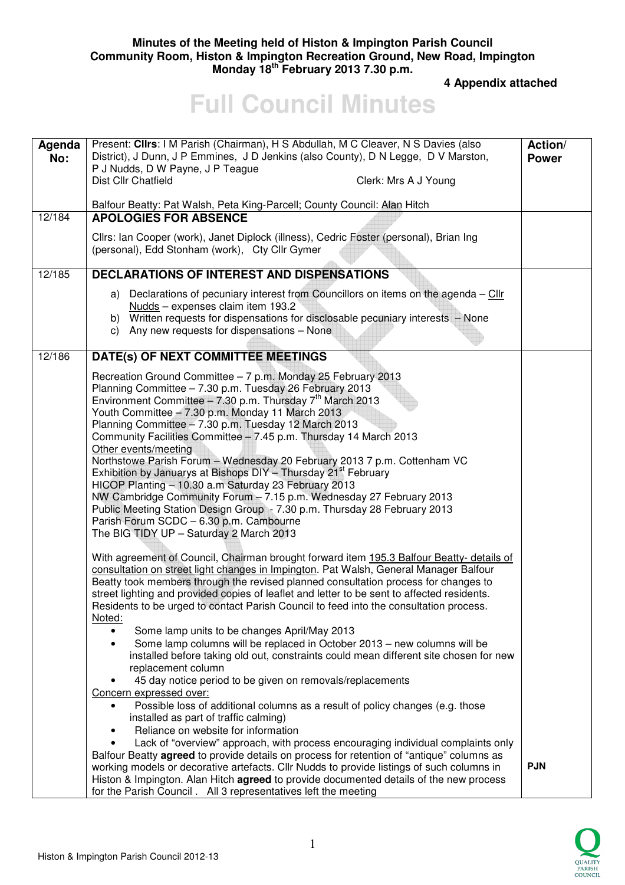**Minutes of the Meeting held of Histon & Impington Parish Council**
**Community Room, Histon & Impington Recreation Ground, New Road, Impington**
**Monday 18th February 2013 7.30 p.m.**

**4 Appendix attached**

# Full Council Minutes

| Agenda No: | Present: **Cllrs**: I M Parish (Chairman), H S Abdullah, M C Cleaver, N S Davies (also District), J Dunn, J P Emmines, J D Jenkins (also County), D N Legge, D V Marston, P J Nudds, D W Payne, J P Teague<br>Dist Cllr Chatfield Clerk: Mrs A J Young<br><br>Balfour Beatty: Pat Walsh, Peta King-Parcell; County Council: Alan Hitch | Action/ Power |
|---|---|---|
| 12/184 | **APOLOGIES FOR ABSENCE**<br><br>Cllrs: Ian Cooper (work), Janet Diplock (illness), Cedric Foster (personal), Brian Ing (personal), Edd Stonham (work), Cty Cllr Gymer | |
| 12/185 | **DECLARATIONS OF INTEREST AND DISPENSATIONS**<br><br>a) Declarations of pecuniary interest from Councillors on items on the agenda – Cllr Nudds – expenses claim item 193.2<br>b) Written requests for dispensations for disclosable pecuniary interests – None<br>c) Any new requests for dispensations – None | |
| 12/186 | **DATE(s) OF NEXT COMMITTEE MEETINGS**<br><br>Recreation Ground Committee – 7 p.m. Monday 25 February 2013<br>Planning Committee – 7.30 p.m. Tuesday 26 February 2013<br>Environment Committee – 7.30 p.m. Thursday 7th March 2013<br>Youth Committee – 7.30 p.m. Monday 11 March 2013<br>Planning Committee – 7.30 p.m. Tuesday 12 March 2013<br>Community Facilities Committee – 7.45 p.m. Thursday 14 March 2013<br>Other events/meeting<br>Northstowe Parish Forum – Wednesday 20 February 2013 7 p.m. Cottenham VC<br>Exhibition by Januarys at Bishops DIY – Thursday 21st February<br>HICOP Planting – 10.30 a.m Saturday 23 February 2013<br>NW Cambridge Community Forum – 7.15 p.m. Wednesday 27 February 2013<br>Public Meeting Station Design Group - 7.30 p.m. Thursday 28 February 2013<br>Parish Forum SCDC – 6.30 p.m. Cambourne<br>The BIG TIDY UP – Saturday 2 March 2013<br><br>With agreement of Council, Chairman brought forward item 195.3 Balfour Beatty- details of consultation on street light changes in Impington. Pat Walsh, General Manager Balfour Beatty took members through the revised planned consultation process for changes to street lighting and provided copies of leaflet and letter to be sent to affected residents. Residents to be urged to contact Parish Council to feed into the consultation process.<br>Noted:<br>• Some lamp units to be changes April/May 2013<br>• Some lamp columns will be replaced in October 2013 – new columns will be installed before taking old out, constraints could mean different site chosen for new replacement column<br>• 45 day notice period to be given on removals/replacements<br>Concern expressed over:<br>• Possible loss of additional columns as a result of policy changes (e.g. those installed as part of traffic calming)<br>• Reliance on website for information<br>• Lack of "overview" approach, with process encouraging individual complaints only<br>Balfour Beatty **agreed** to provide details on process for retention of "antique" columns as working models or decorative artefacts. Cllr Nudds to provide listings of such columns in Histon & Impington. Alan Hitch **agreed** to provide documented details of the new process for the Parish Council . All 3 representatives left the meeting | **PJN** |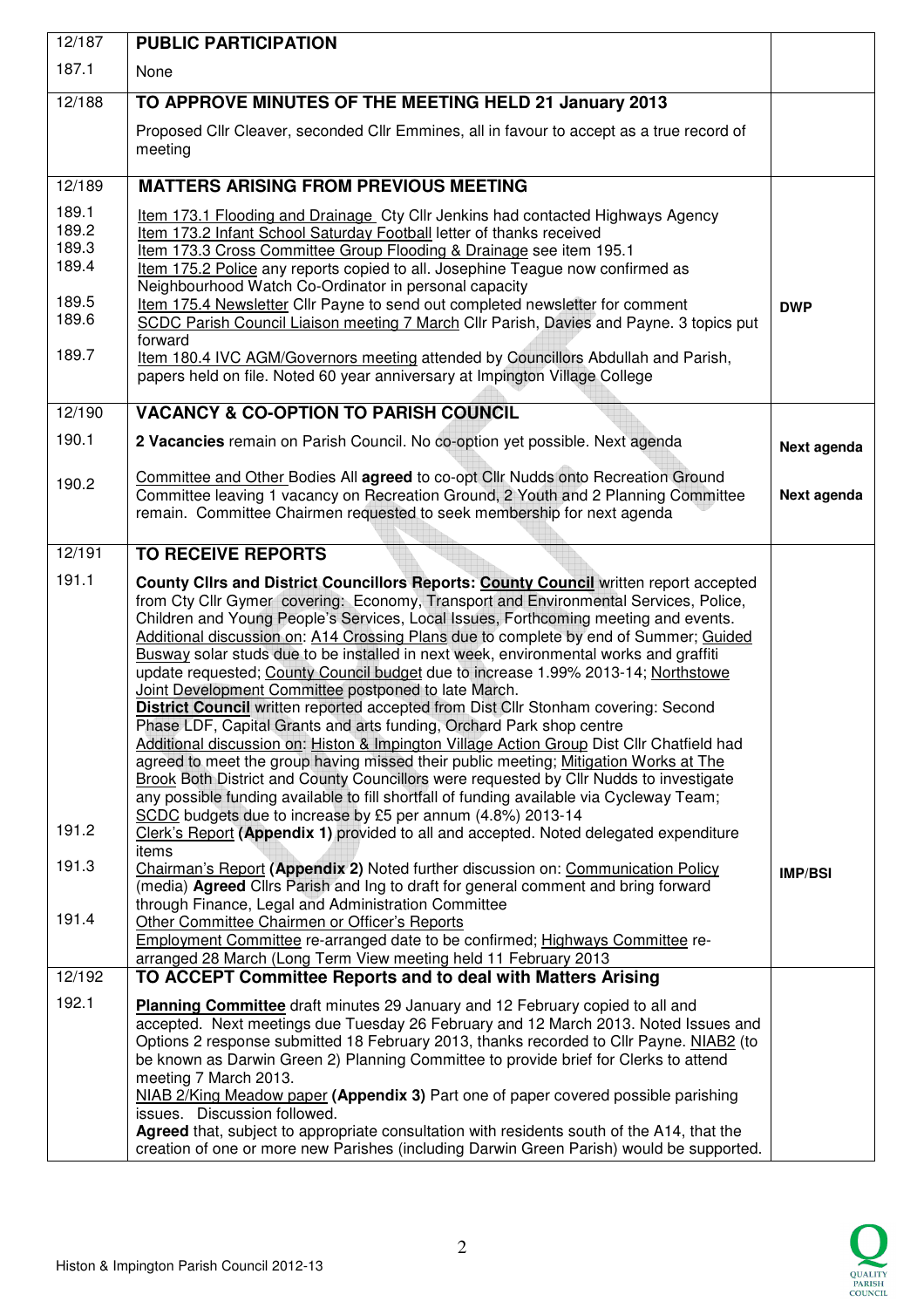| | | |
|---|---|---|
| 12/187 | **PUBLIC PARTICIPATION** | |
| 187.1 | None | |
| 12/188 | **TO APPROVE MINUTES OF THE MEETING HELD 21 January 2013**<br><br>Proposed Cllr Cleaver, seconded Cllr Emmines, all in favour to accept as a true record of meeting | |
| 12/189 | **MATTERS ARISING FROM PREVIOUS MEETING** | |
| 189.1 | Item 173.1 Flooding and Drainage Cty Cllr Jenkins had contacted Highways Agency | |
| 189.2 | Item 173.2 Infant School Saturday Football letter of thanks received | |
| 189.3 | Item 173.3 Cross Committee Group Flooding & Drainage see item 195.1 | |
| 189.4 | Item 175.2 Police any reports copied to all. Josephine Teague now confirmed as Neighbourhood Watch Co-Ordinator in personal capacity | |
| 189.5 | Item 175.4 Newsletter Cllr Payne to send out completed newsletter for comment | **DWP** |
| 189.6 | SCDC Parish Council Liaison meeting 7 March Cllr Parish, Davies and Payne. 3 topics put forward | |
| 189.7 | Item 180.4 IVC AGM/Governors meeting attended by Councillors Abdullah and Parish, papers held on file. Noted 60 year anniversary at Impington Village College | |
| 12/190 | **VACANCY & CO-OPTION TO PARISH COUNCIL** | |
| 190.1 | **2 Vacancies** remain on Parish Council. No co-option yet possible. Next agenda | **Next agenda** |
| 190.2 | Committee and Other Bodies All **agreed** to co-opt Cllr Nudds onto Recreation Ground Committee leaving 1 vacancy on Recreation Ground, 2 Youth and 2 Planning Committee remain. Committee Chairmen requested to seek membership for next agenda | **Next agenda** |
| 12/191 | **TO RECEIVE REPORTS** | |
| 191.1 | **County Cllrs and District Councillors Reports: County Council** written report accepted from Cty Cllr Gymer covering: Economy, Transport and Environmental Services, Police, Children and Young People's Services, Local Issues, Forthcoming meeting and events. Additional discussion on: A14 Crossing Plans due to complete by end of Summer; Guided Busway solar studs due to be installed in next week, environmental works and graffiti update requested; County Council budget due to increase 1.99% 2013-14; Northstowe Joint Development Committee postponed to late March.<br>**District Council** written reported accepted from Dist Cllr Stonham covering: Second Phase LDF, Capital Grants and arts funding, Orchard Park shop centre<br>Additional discussion on: Histon & Impington Village Action Group Dist Cllr Chatfield had agreed to meet the group having missed their public meeting; Mitigation Works at The Brook Both District and County Councillors were requested by Cllr Nudds to investigate any possible funding available to fill shortfall of funding available via Cycleway Team; SCDC budgets due to increase by £5 per annum (4.8%) 2013-14 | |
| 191.2 | Clerk's Report **(Appendix 1)** provided to all and accepted. Noted delegated expenditure items | |
| 191.3 | Chairman's Report **(Appendix 2)** Noted further discussion on: Communication Policy (media) **Agreed** Cllrs Parish and Ing to draft for general comment and bring forward through Finance, Legal and Administration Committee | **IMP/BSI** |
| 191.4 | Other Committee Chairmen or Officer's Reports<br>Employment Committee re-arranged date to be confirmed; Highways Committee re-arranged 28 March (Long Term View meeting held 11 February 2013 | |
| 12/192 | **TO ACCEPT Committee Reports and to deal with Matters Arising** | |
| 192.1 | **Planning Committee** draft minutes 29 January and 12 February copied to all and accepted. Next meetings due Tuesday 26 February and 12 March 2013. Noted Issues and Options 2 response submitted 18 February 2013, thanks recorded to Cllr Payne. NIAB2 (to be known as Darwin Green 2) Planning Committee to provide brief for Clerks to attend meeting 7 March 2013.<br>NIAB 2/King Meadow paper **(Appendix 3)** Part one of paper covered possible parishing issues. Discussion followed.<br>**Agreed** that, subject to appropriate consultation with residents south of the A14, that the creation of one or more new Parishes (including Darwin Green Parish) would be supported. | |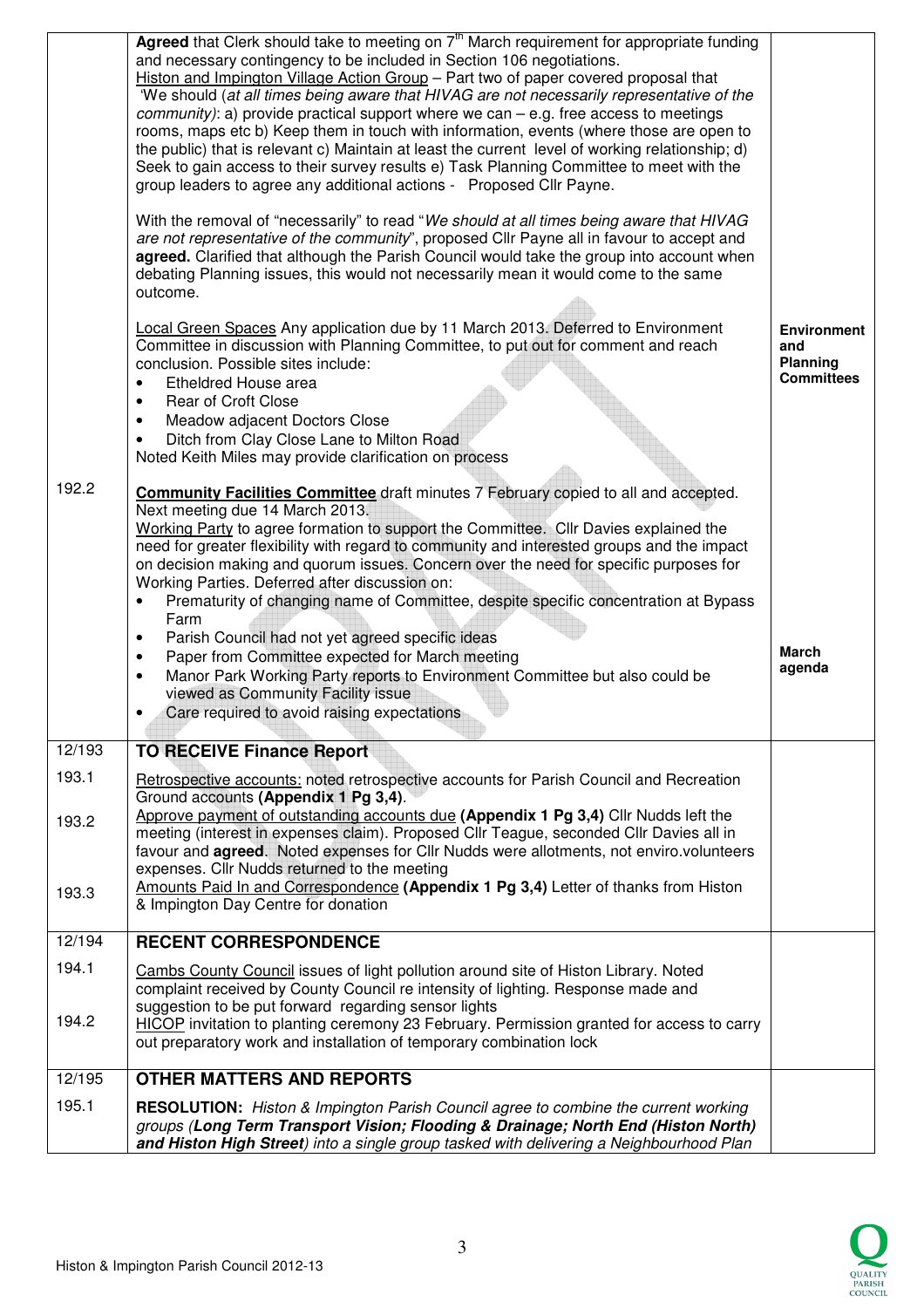| | | |
|---|---|---|
| | **Agreed** that Clerk should take to meeting on 7th March requirement for appropriate funding and necessary contingency to be included in Section 106 negotiations.<br>Histon and Impington Village Action Group – Part two of paper covered proposal that 'We should (*at all times being aware that HIVAG are not necessarily representative of the community*): a) provide practical support where we can – e.g. free access to meetings rooms, maps etc b) Keep them in touch with information, events (where those are open to the public) that is relevant c) Maintain at least the current level of working relationship; d) Seek to gain access to their survey results e) Task Planning Committee to meet with the group leaders to agree any additional actions - Proposed Cllr Payne.<br><br>With the removal of "necessarily" to read "*We should at all times being aware that HIVAG are not representative of the community*", proposed Cllr Payne all in favour to accept and **agreed.** Clarified that although the Parish Council would take the group into account when debating Planning issues, this would not necessarily mean it would come to the same outcome.<br><br>Local Green Spaces Any application due by 11 March 2013. Deferred to Environment Committee in discussion with Planning Committee, to put out for comment and reach conclusion. Possible sites include:<br>• Etheldred House area<br>• Rear of Croft Close<br>• Meadow adjacent Doctors Close<br>• Ditch from Clay Close Lane to Milton Road<br>Noted Keith Miles may provide clarification on process | **Environment and Planning Committees** |
| 192.2 | **Community Facilities Committee** draft minutes 7 February copied to all and accepted. Next meeting due 14 March 2013.<br>Working Party to agree formation to support the Committee. Cllr Davies explained the need for greater flexibility with regard to community and interested groups and the impact on decision making and quorum issues. Concern over the need for specific purposes for Working Parties. Deferred after discussion on:<br>• Prematurity of changing name of Committee, despite specific concentration at Bypass Farm<br>• Parish Council had not yet agreed specific ideas<br>• Paper from Committee expected for March meeting<br>• Manor Park Working Party reports to Environment Committee but also could be viewed as Community Facility issue<br>• Care required to avoid raising expectations | **March agenda** |
| 12/193 | **TO RECEIVE Finance Report** | |
| 193.1 | Retrospective accounts: noted retrospective accounts for Parish Council and Recreation Ground accounts **(Appendix 1 Pg 3,4)**. | |
| 193.2 | Approve payment of outstanding accounts due **(Appendix 1 Pg 3,4)** Cllr Nudds left the meeting (interest in expenses claim). Proposed Cllr Teague, seconded Cllr Davies all in favour and **agreed**. Noted expenses for Cllr Nudds were allotments, not enviro.volunteers expenses. Cllr Nudds returned to the meeting | |
| 193.3 | Amounts Paid In and Correspondence **(Appendix 1 Pg 3,4)** Letter of thanks from Histon & Impington Day Centre for donation | |
| 12/194 | **RECENT CORRESPONDENCE** | |
| 194.1 | Cambs County Council issues of light pollution around site of Histon Library. Noted complaint received by County Council re intensity of lighting. Response made and suggestion to be put forward regarding sensor lights | |
| 194.2 | HICOP invitation to planting ceremony 23 February. Permission granted for access to carry out preparatory work and installation of temporary combination lock | |
| 12/195 | **OTHER MATTERS AND REPORTS** | |
| 195.1 | **RESOLUTION:** *Histon & Impington Parish Council agree to combine the current working groups (**Long Term Transport Vision; Flooding & Drainage; North End (Histon North) and Histon High Street**) into a single group tasked with delivering a Neighbourhood Plan* | |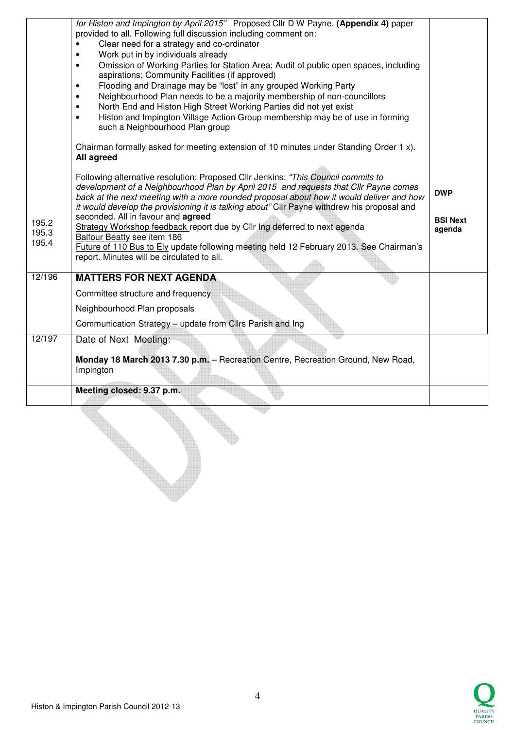| | | |
|---|---|---|
| | *for Histon and Impington by April 2015"* Proposed Cllr D W Payne. **(Appendix 4)** paper provided to all. Following full discussion including comment on:<br>• Clear need for a strategy and co-ordinator<br>• Work put in by individuals already<br>• Omission of Working Parties for Station Area; Audit of public open spaces, including aspirations; Community Facilities (if approved)<br>• Flooding and Drainage may be "lost" in any grouped Working Party<br>• Neighbourhood Plan needs to be a majority membership of non-councillors<br>• North End and Histon High Street Working Parties did not yet exist<br>• Histon and Impington Village Action Group membership may be of use in forming such a Neighbourhood Plan group<br><br>Chairman formally asked for meeting extension of 10 minutes under Standing Order 1 x). **All agreed**<br><br>Following alternative resolution: Proposed Cllr Jenkins: *"This Council commits to development of a Neighbourhood Plan by April 2015 and requests that Cllr Payne comes back at the next meeting with a more rounded proposal about how it would deliver and how it would develop the provisioning it is talking about"* Cllr Payne withdrew his proposal and seconded. All in favour and **agreed** | **DWP** |
| 195.2<br>195.3<br>195.4 | Strategy Workshop feedback report due by Cllr Ing deferred to next agenda<br>Balfour Beatty see item 186<br>Future of 110 Bus to Ely update following meeting held 12 February 2013. See Chairman's report. Minutes will be circulated to all. | **BSI Next agenda** |
| 12/196 | **MATTERS FOR NEXT AGENDA**<br>Committee structure and frequency<br>Neighbourhood Plan proposals<br>Communication Strategy – update from Cllrs Parish and Ing | |
| 12/197 | Date of Next Meeting:<br><br>**Monday 18 March 2013 7.30 p.m.** – Recreation Centre, Recreation Ground, New Road, Impington | |
| | **Meeting closed: 9.37 p.m.** | |